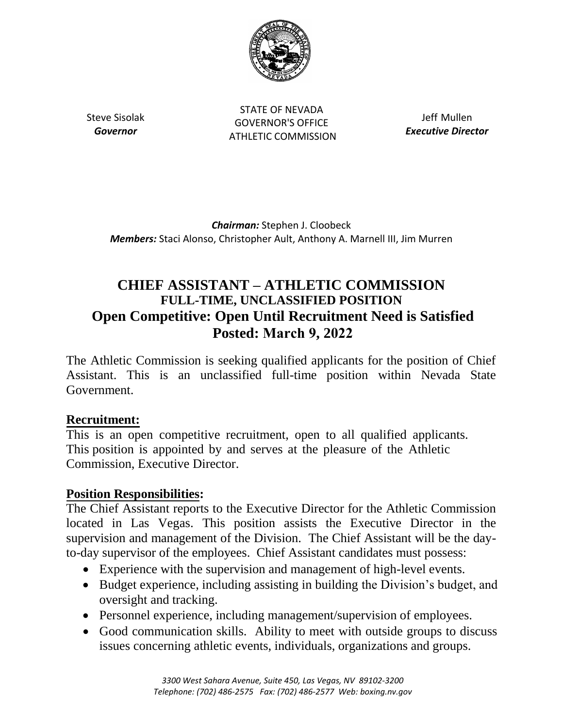Steve Sisolak
***Governor***

STATE OF NEVADA
GOVERNOR'S OFFICE
ATHLETIC COMMISSION

Jeff Mullen
***Executive Director***

***Chairman:*** Stephen J. Cloobeck
***Members:*** Staci Alonso, Christopher Ault, Anthony A. Marnell III, Jim Murren

# CHIEF ASSISTANT – ATHLETIC COMMISSION

## FULL-TIME, UNCLASSIFIED POSITION

## Open Competitive: Open Until Recruitment Need is Satisfied

## Posted: March 9, 2022

The Athletic Commission is seeking qualified applicants for the position of Chief Assistant. This is an unclassified full-time position within Nevada State Government.

### Recruitment:

This is an open competitive recruitment, open to all qualified applicants. This position is appointed by and serves at the pleasure of the Athletic Commission, Executive Director.

### Position Responsibilities:

The Chief Assistant reports to the Executive Director for the Athletic Commission located in Las Vegas. This position assists the Executive Director in the supervision and management of the Division. The Chief Assistant will be the day-to-day supervisor of the employees. Chief Assistant candidates must possess:

- Experience with the supervision and management of high-level events.
- Budget experience, including assisting in building the Division's budget, and oversight and tracking.
- Personnel experience, including management/supervision of employees.
- Good communication skills. Ability to meet with outside groups to discuss issues concerning athletic events, individuals, organizations and groups.

*3300 West Sahara Avenue, Suite 450, Las Vegas, NV 89102-3200*
*Telephone: (702) 486-2575 Fax: (702) 486-2577 Web: boxing.nv.gov*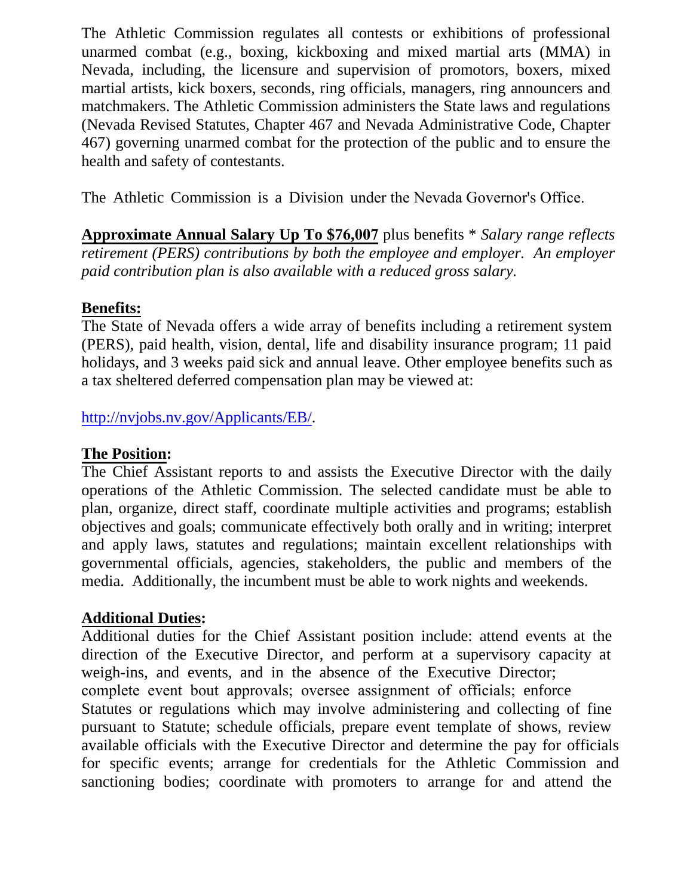The Athletic Commission regulates all contests or exhibitions of professional unarmed combat (e.g., boxing, kickboxing and mixed martial arts (MMA) in Nevada, including, the licensure and supervision of promotors, boxers, mixed martial artists, kick boxers, seconds, ring officials, managers, ring announcers and matchmakers. The Athletic Commission administers the State laws and regulations (Nevada Revised Statutes, Chapter 467 and Nevada Administrative Code, Chapter 467) governing unarmed combat for the protection of the public and to ensure the health and safety of contestants.

The Athletic Commission is a Division under the Nevada Governor's Office.

**Approximate Annual Salary Up To $76,007** plus benefits * *Salary range reflects retirement (PERS) contributions by both the employee and employer. An employer paid contribution plan is also available with a reduced gross salary.*

**Benefits:**
The State of Nevada offers a wide array of benefits including a retirement system (PERS), paid health, vision, dental, life and disability insurance program; 11 paid holidays, and 3 weeks paid sick and annual leave. Other employee benefits such as a tax sheltered deferred compensation plan may be viewed at:

http://nvjobs.nv.gov/Applicants/EB/.

**The Position:**
The Chief Assistant reports to and assists the Executive Director with the daily operations of the Athletic Commission. The selected candidate must be able to plan, organize, direct staff, coordinate multiple activities and programs; establish objectives and goals; communicate effectively both orally and in writing; interpret and apply laws, statutes and regulations; maintain excellent relationships with governmental officials, agencies, stakeholders, the public and members of the media. Additionally, the incumbent must be able to work nights and weekends.

**Additional Duties:**
Additional duties for the Chief Assistant position include: attend events at the direction of the Executive Director, and perform at a supervisory capacity at weigh-ins, and events, and in the absence of the Executive Director; complete event bout approvals; oversee assignment of officials; enforce Statutes or regulations which may involve administering and collecting of fine pursuant to Statute; schedule officials, prepare event template of shows, review available officials with the Executive Director and determine the pay for officials for specific events; arrange for credentials for the Athletic Commission and sanctioning bodies; coordinate with promoters to arrange for and attend the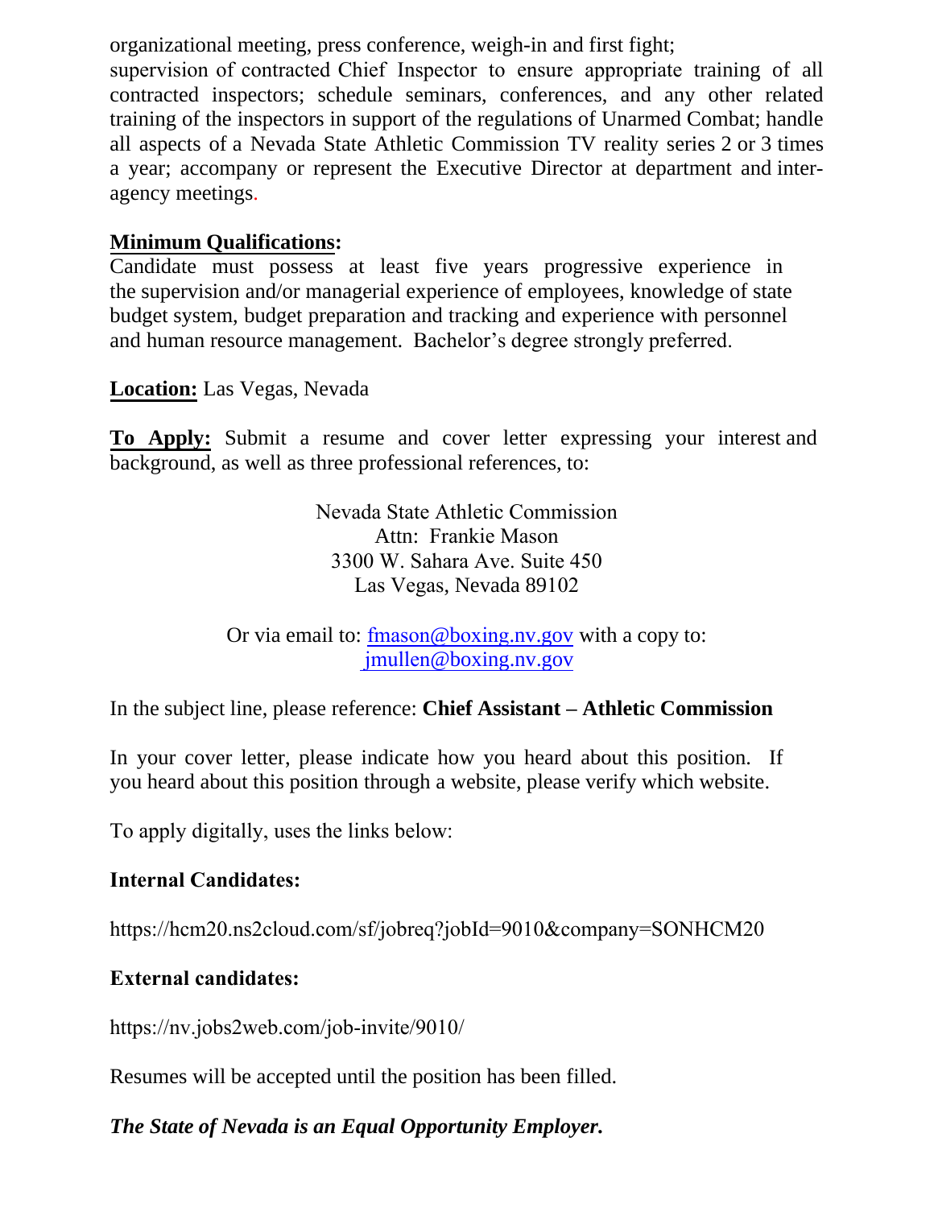organizational meeting, press conference, weigh-in and first fight;
supervision of contracted Chief Inspector to ensure appropriate training of all contracted inspectors; schedule seminars, conferences, and any other related training of the inspectors in support of the regulations of Unarmed Combat; handle all aspects of a Nevada State Athletic Commission TV reality series 2 or 3 times a year; accompany or represent the Executive Director at department and inter-agency meetings.

**Minimum Qualifications:**
Candidate must possess at least five years progressive experience in the supervision and/or managerial experience of employees, knowledge of state budget system, budget preparation and tracking and experience with personnel and human resource management. Bachelor's degree strongly preferred.

**Location:** Las Vegas, Nevada

**To Apply:** Submit a resume and cover letter expressing your interest and background, as well as three professional references, to:

Nevada State Athletic Commission
Attn: Frankie Mason
3300 W. Sahara Ave. Suite 450
Las Vegas, Nevada 89102

Or via email to: fmason@boxing.nv.gov with a copy to: jmullen@boxing.nv.gov

In the subject line, please reference: **Chief Assistant – Athletic Commission**

In your cover letter, please indicate how you heard about this position. If you heard about this position through a website, please verify which website.

To apply digitally, uses the links below:

**Internal Candidates:**

https://hcm20.ns2cloud.com/sf/jobreq?jobId=9010&company=SONHCM20

**External candidates:**

https://nv.jobs2web.com/job-invite/9010/

Resumes will be accepted until the position has been filled.

***The State of Nevada is an Equal Opportunity Employer.***